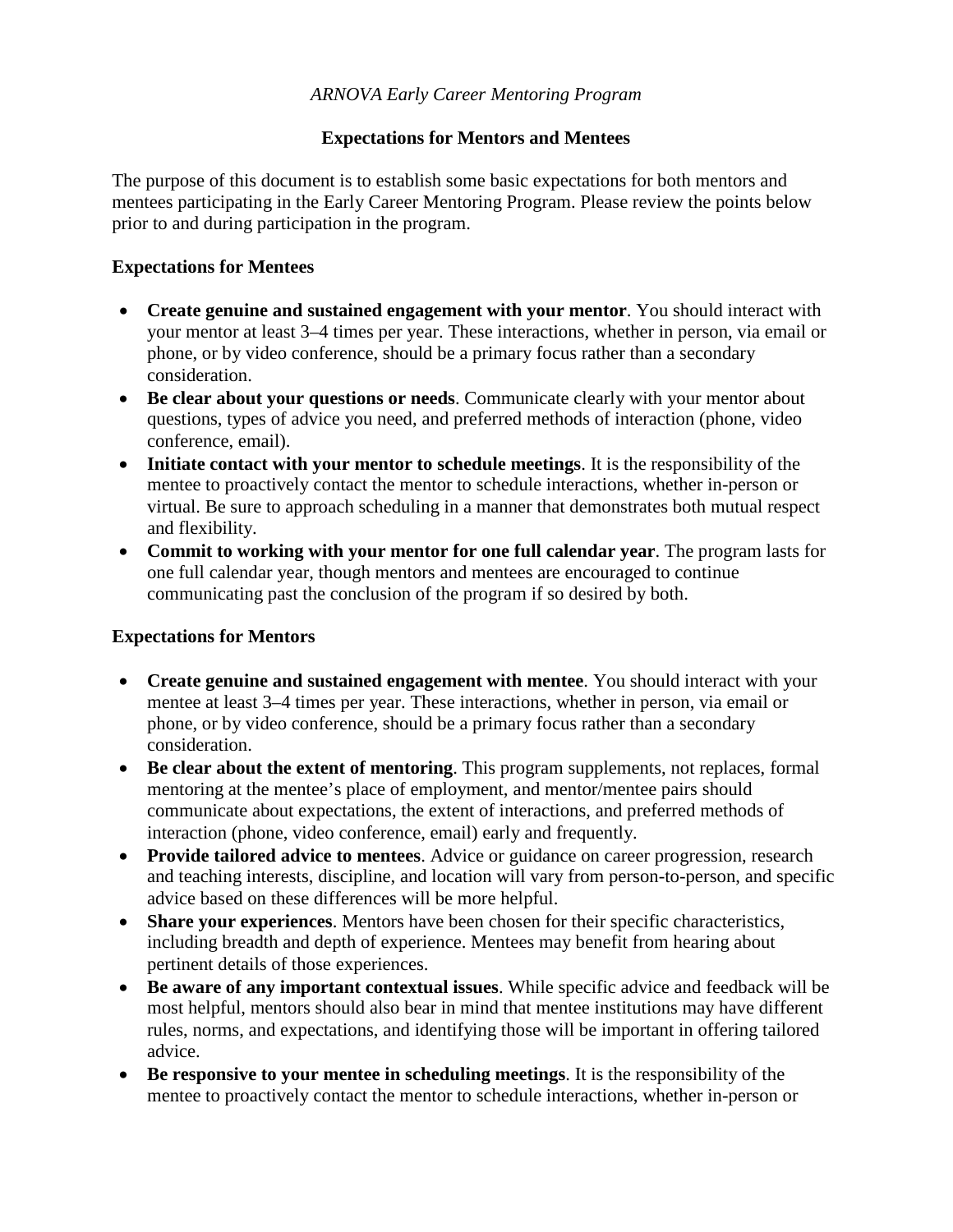*ARNOVA Early Career Mentoring Program*

## Expectations for Mentors and Mentees

The purpose of this document is to establish some basic expectations for both mentors and mentees participating in the Early Career Mentoring Program. Please review the points below prior to and during participation in the program.

### Expectations for Mentees

- **Create genuine and sustained engagement with your mentor**. You should interact with your mentor at least 3–4 times per year. These interactions, whether in person, via email or phone, or by video conference, should be a primary focus rather than a secondary consideration.
- **Be clear about your questions or needs**. Communicate clearly with your mentor about questions, types of advice you need, and preferred methods of interaction (phone, video conference, email).
- **Initiate contact with your mentor to schedule meetings**. It is the responsibility of the mentee to proactively contact the mentor to schedule interactions, whether in-person or virtual. Be sure to approach scheduling in a manner that demonstrates both mutual respect and flexibility.
- **Commit to working with your mentor for one full calendar year**. The program lasts for one full calendar year, though mentors and mentees are encouraged to continue communicating past the conclusion of the program if so desired by both.

### Expectations for Mentors

- **Create genuine and sustained engagement with mentee**. You should interact with your mentee at least 3–4 times per year. These interactions, whether in person, via email or phone, or by video conference, should be a primary focus rather than a secondary consideration.
- **Be clear about the extent of mentoring**. This program supplements, not replaces, formal mentoring at the mentee's place of employment, and mentor/mentee pairs should communicate about expectations, the extent of interactions, and preferred methods of interaction (phone, video conference, email) early and frequently.
- **Provide tailored advice to mentees**. Advice or guidance on career progression, research and teaching interests, discipline, and location will vary from person-to-person, and specific advice based on these differences will be more helpful.
- **Share your experiences**. Mentors have been chosen for their specific characteristics, including breadth and depth of experience. Mentees may benefit from hearing about pertinent details of those experiences.
- **Be aware of any important contextual issues**. While specific advice and feedback will be most helpful, mentors should also bear in mind that mentee institutions may have different rules, norms, and expectations, and identifying those will be important in offering tailored advice.
- **Be responsive to your mentee in scheduling meetings**. It is the responsibility of the mentee to proactively contact the mentor to schedule interactions, whether in-person or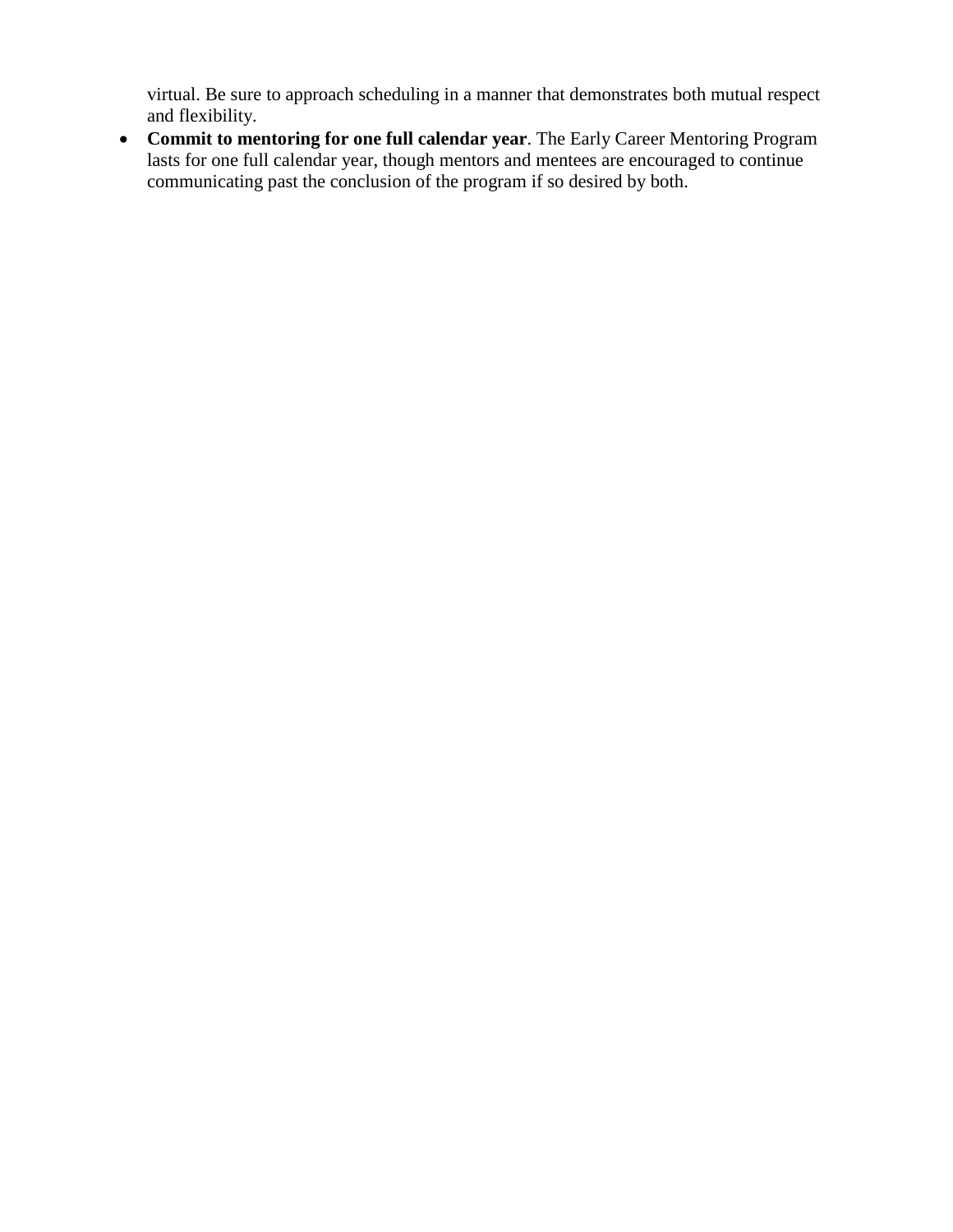virtual. Be sure to approach scheduling in a manner that demonstrates both mutual respect and flexibility.

- **Commit to mentoring for one full calendar year**. The Early Career Mentoring Program lasts for one full calendar year, though mentors and mentees are encouraged to continue communicating past the conclusion of the program if so desired by both.